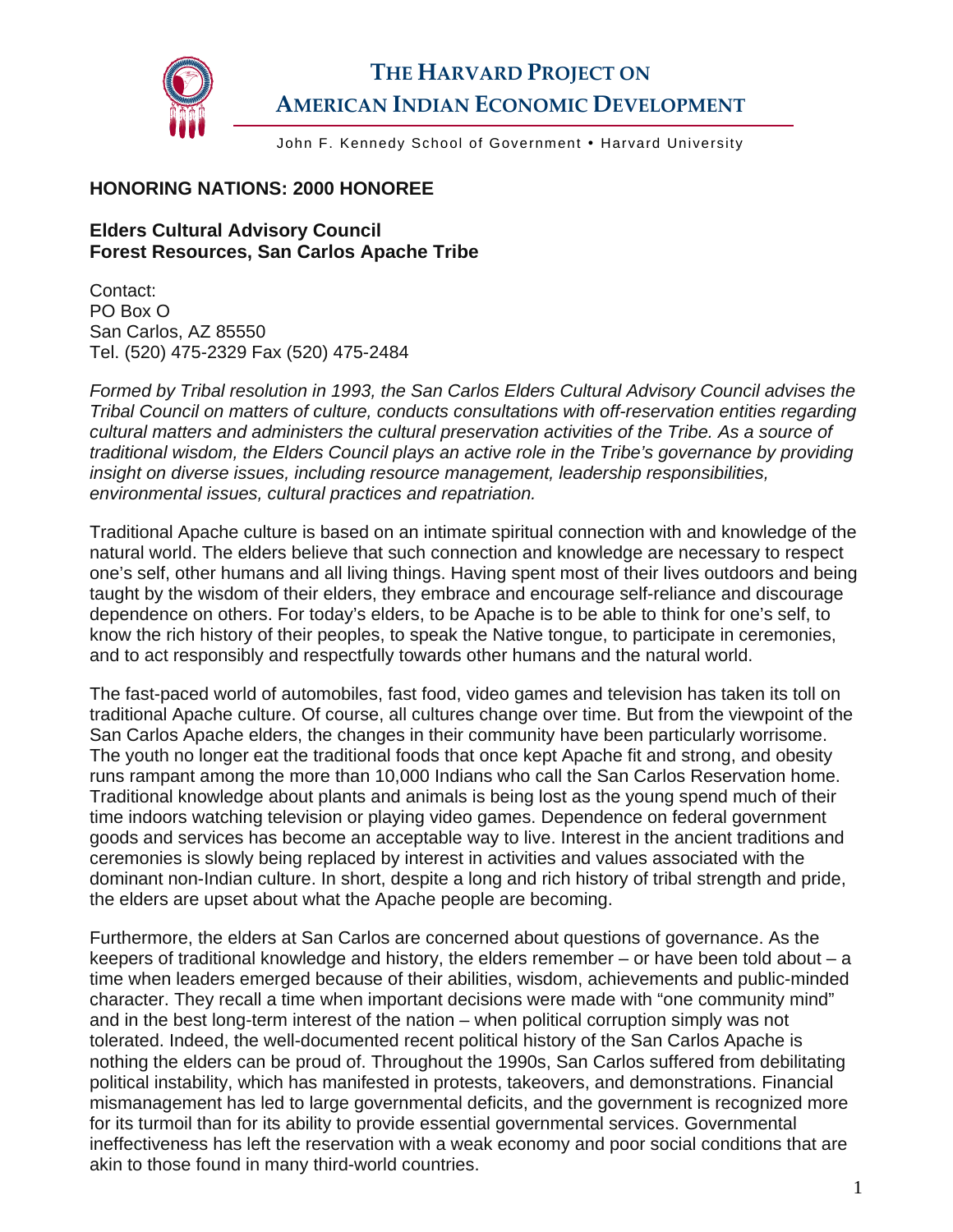# THE HARVARD PROJECT ON AMERICAN INDIAN ECONOMIC DEVELOPMENT

John F. Kennedy School of Government • Harvard University

## HONORING NATIONS: 2000 HONOREE

### Elders Cultural Advisory Council
### Forest Resources, San Carlos Apache Tribe

Contact:
PO Box O
San Carlos, AZ 85550
Tel. (520) 475-2329 Fax (520) 475-2484

*Formed by Tribal resolution in 1993, the San Carlos Elders Cultural Advisory Council advises the Tribal Council on matters of culture, conducts consultations with off-reservation entities regarding cultural matters and administers the cultural preservation activities of the Tribe. As a source of traditional wisdom, the Elders Council plays an active role in the Tribe's governance by providing insight on diverse issues, including resource management, leadership responsibilities, environmental issues, cultural practices and repatriation.*

Traditional Apache culture is based on an intimate spiritual connection with and knowledge of the natural world. The elders believe that such connection and knowledge are necessary to respect one's self, other humans and all living things. Having spent most of their lives outdoors and being taught by the wisdom of their elders, they embrace and encourage self-reliance and discourage dependence on others. For today's elders, to be Apache is to be able to think for one's self, to know the rich history of their peoples, to speak the Native tongue, to participate in ceremonies, and to act responsibly and respectfully towards other humans and the natural world.

The fast-paced world of automobiles, fast food, video games and television has taken its toll on traditional Apache culture. Of course, all cultures change over time. But from the viewpoint of the San Carlos Apache elders, the changes in their community have been particularly worrisome. The youth no longer eat the traditional foods that once kept Apache fit and strong, and obesity runs rampant among the more than 10,000 Indians who call the San Carlos Reservation home. Traditional knowledge about plants and animals is being lost as the young spend much of their time indoors watching television or playing video games. Dependence on federal government goods and services has become an acceptable way to live. Interest in the ancient traditions and ceremonies is slowly being replaced by interest in activities and values associated with the dominant non-Indian culture. In short, despite a long and rich history of tribal strength and pride, the elders are upset about what the Apache people are becoming.

Furthermore, the elders at San Carlos are concerned about questions of governance. As the keepers of traditional knowledge and history, the elders remember – or have been told about – a time when leaders emerged because of their abilities, wisdom, achievements and public-minded character. They recall a time when important decisions were made with "one community mind" and in the best long-term interest of the nation – when political corruption simply was not tolerated. Indeed, the well-documented recent political history of the San Carlos Apache is nothing the elders can be proud of. Throughout the 1990s, San Carlos suffered from debilitating political instability, which has manifested in protests, takeovers, and demonstrations. Financial mismanagement has led to large governmental deficits, and the government is recognized more for its turmoil than for its ability to provide essential governmental services. Governmental ineffectiveness has left the reservation with a weak economy and poor social conditions that are akin to those found in many third-world countries.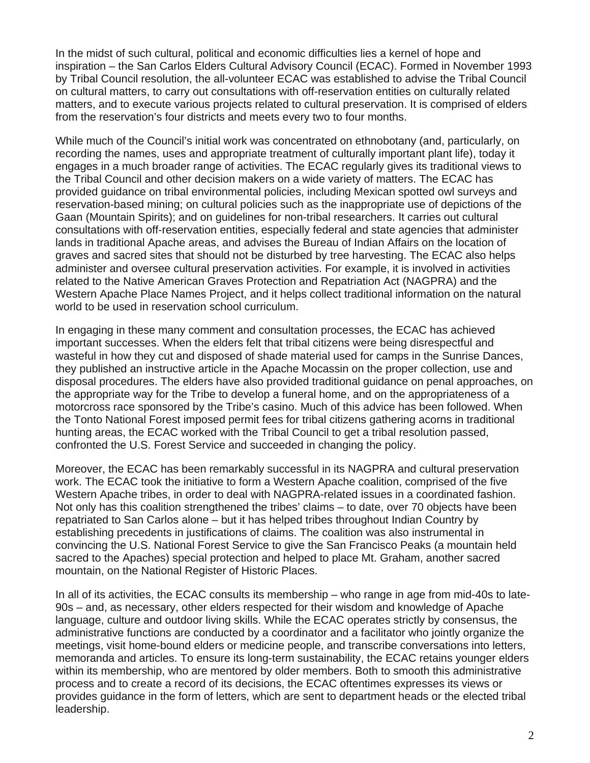In the midst of such cultural, political and economic difficulties lies a kernel of hope and inspiration – the San Carlos Elders Cultural Advisory Council (ECAC). Formed in November 1993 by Tribal Council resolution, the all-volunteer ECAC was established to advise the Tribal Council on cultural matters, to carry out consultations with off-reservation entities on culturally related matters, and to execute various projects related to cultural preservation. It is comprised of elders from the reservation's four districts and meets every two to four months.

While much of the Council's initial work was concentrated on ethnobotany (and, particularly, on recording the names, uses and appropriate treatment of culturally important plant life), today it engages in a much broader range of activities. The ECAC regularly gives its traditional views to the Tribal Council and other decision makers on a wide variety of matters. The ECAC has provided guidance on tribal environmental policies, including Mexican spotted owl surveys and reservation-based mining; on cultural policies such as the inappropriate use of depictions of the Gaan (Mountain Spirits); and on guidelines for non-tribal researchers. It carries out cultural consultations with off-reservation entities, especially federal and state agencies that administer lands in traditional Apache areas, and advises the Bureau of Indian Affairs on the location of graves and sacred sites that should not be disturbed by tree harvesting. The ECAC also helps administer and oversee cultural preservation activities. For example, it is involved in activities related to the Native American Graves Protection and Repatriation Act (NAGPRA) and the Western Apache Place Names Project, and it helps collect traditional information on the natural world to be used in reservation school curriculum.

In engaging in these many comment and consultation processes, the ECAC has achieved important successes. When the elders felt that tribal citizens were being disrespectful and wasteful in how they cut and disposed of shade material used for camps in the Sunrise Dances, they published an instructive article in the Apache Mocassin on the proper collection, use and disposal procedures. The elders have also provided traditional guidance on penal approaches, on the appropriate way for the Tribe to develop a funeral home, and on the appropriateness of a motorcross race sponsored by the Tribe's casino. Much of this advice has been followed. When the Tonto National Forest imposed permit fees for tribal citizens gathering acorns in traditional hunting areas, the ECAC worked with the Tribal Council to get a tribal resolution passed, confronted the U.S. Forest Service and succeeded in changing the policy.

Moreover, the ECAC has been remarkably successful in its NAGPRA and cultural preservation work. The ECAC took the initiative to form a Western Apache coalition, comprised of the five Western Apache tribes, in order to deal with NAGPRA-related issues in a coordinated fashion. Not only has this coalition strengthened the tribes' claims – to date, over 70 objects have been repatriated to San Carlos alone – but it has helped tribes throughout Indian Country by establishing precedents in justifications of claims. The coalition was also instrumental in convincing the U.S. National Forest Service to give the San Francisco Peaks (a mountain held sacred to the Apaches) special protection and helped to place Mt. Graham, another sacred mountain, on the National Register of Historic Places.

In all of its activities, the ECAC consults its membership – who range in age from mid-40s to late-90s – and, as necessary, other elders respected for their wisdom and knowledge of Apache language, culture and outdoor living skills. While the ECAC operates strictly by consensus, the administrative functions are conducted by a coordinator and a facilitator who jointly organize the meetings, visit home-bound elders or medicine people, and transcribe conversations into letters, memoranda and articles. To ensure its long-term sustainability, the ECAC retains younger elders within its membership, who are mentored by older members. Both to smooth this administrative process and to create a record of its decisions, the ECAC oftentimes expresses its views or provides guidance in the form of letters, which are sent to department heads or the elected tribal leadership.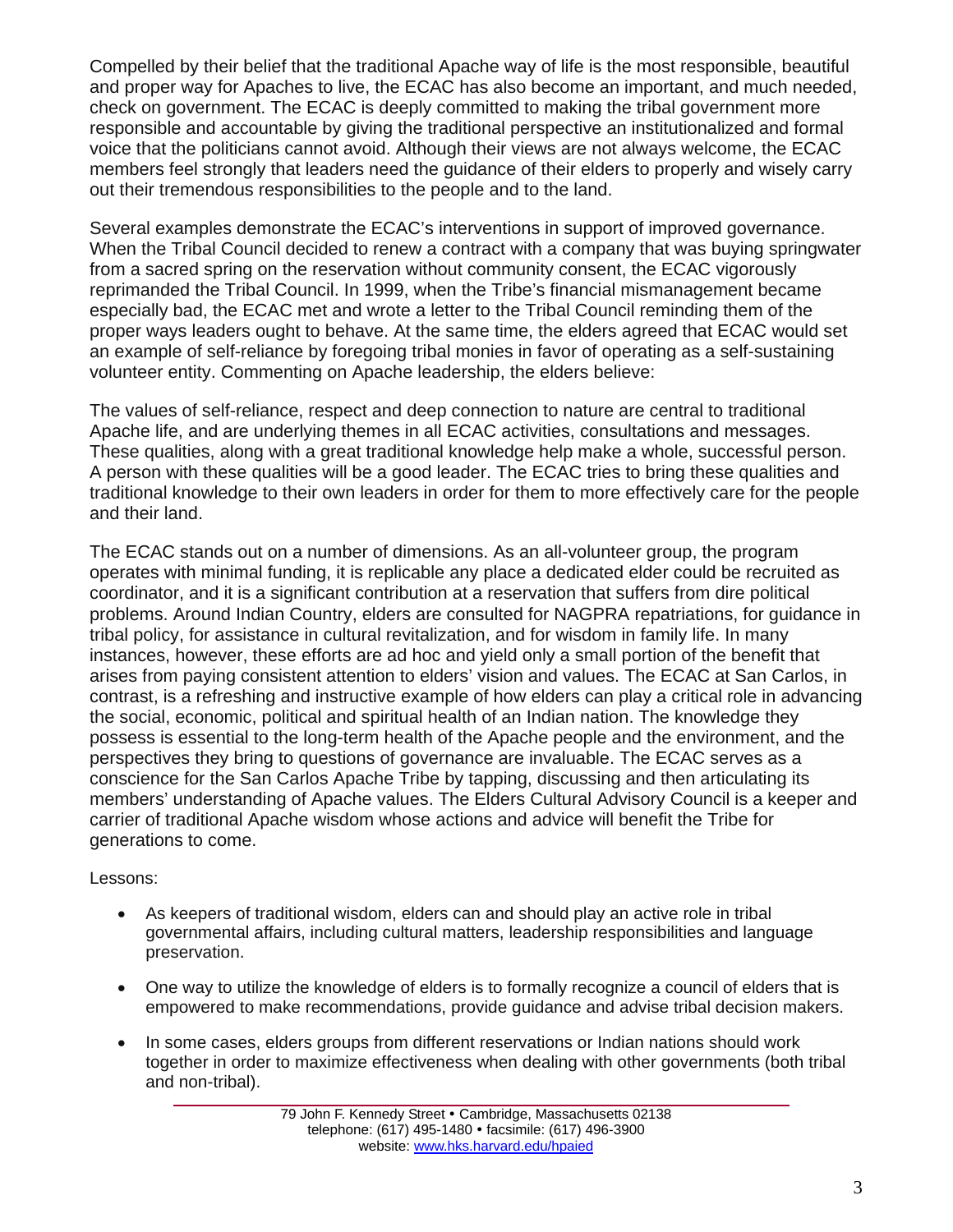Compelled by their belief that the traditional Apache way of life is the most responsible, beautiful and proper way for Apaches to live, the ECAC has also become an important, and much needed, check on government. The ECAC is deeply committed to making the tribal government more responsible and accountable by giving the traditional perspective an institutionalized and formal voice that the politicians cannot avoid. Although their views are not always welcome, the ECAC members feel strongly that leaders need the guidance of their elders to properly and wisely carry out their tremendous responsibilities to the people and to the land.

Several examples demonstrate the ECAC's interventions in support of improved governance. When the Tribal Council decided to renew a contract with a company that was buying springwater from a sacred spring on the reservation without community consent, the ECAC vigorously reprimanded the Tribal Council. In 1999, when the Tribe's financial mismanagement became especially bad, the ECAC met and wrote a letter to the Tribal Council reminding them of the proper ways leaders ought to behave. At the same time, the elders agreed that ECAC would set an example of self-reliance by foregoing tribal monies in favor of operating as a self-sustaining volunteer entity. Commenting on Apache leadership, the elders believe:

The values of self-reliance, respect and deep connection to nature are central to traditional Apache life, and are underlying themes in all ECAC activities, consultations and messages. These qualities, along with a great traditional knowledge help make a whole, successful person. A person with these qualities will be a good leader. The ECAC tries to bring these qualities and traditional knowledge to their own leaders in order for them to more effectively care for the people and their land.

The ECAC stands out on a number of dimensions. As an all-volunteer group, the program operates with minimal funding, it is replicable any place a dedicated elder could be recruited as coordinator, and it is a significant contribution at a reservation that suffers from dire political problems. Around Indian Country, elders are consulted for NAGPRA repatriations, for guidance in tribal policy, for assistance in cultural revitalization, and for wisdom in family life. In many instances, however, these efforts are ad hoc and yield only a small portion of the benefit that arises from paying consistent attention to elders' vision and values. The ECAC at San Carlos, in contrast, is a refreshing and instructive example of how elders can play a critical role in advancing the social, economic, political and spiritual health of an Indian nation. The knowledge they possess is essential to the long-term health of the Apache people and the environment, and the perspectives they bring to questions of governance are invaluable. The ECAC serves as a conscience for the San Carlos Apache Tribe by tapping, discussing and then articulating its members' understanding of Apache values. The Elders Cultural Advisory Council is a keeper and carrier of traditional Apache wisdom whose actions and advice will benefit the Tribe for generations to come.

Lessons:

- As keepers of traditional wisdom, elders can and should play an active role in tribal governmental affairs, including cultural matters, leadership responsibilities and language preservation.
- One way to utilize the knowledge of elders is to formally recognize a council of elders that is empowered to make recommendations, provide guidance and advise tribal decision makers.
- In some cases, elders groups from different reservations or Indian nations should work together in order to maximize effectiveness when dealing with other governments (both tribal and non-tribal).

79 John F. Kennedy Street • Cambridge, Massachusetts 02138
telephone: (617) 495-1480 • facsimile: (617) 496-3900
website: www.hks.harvard.edu/hpaied